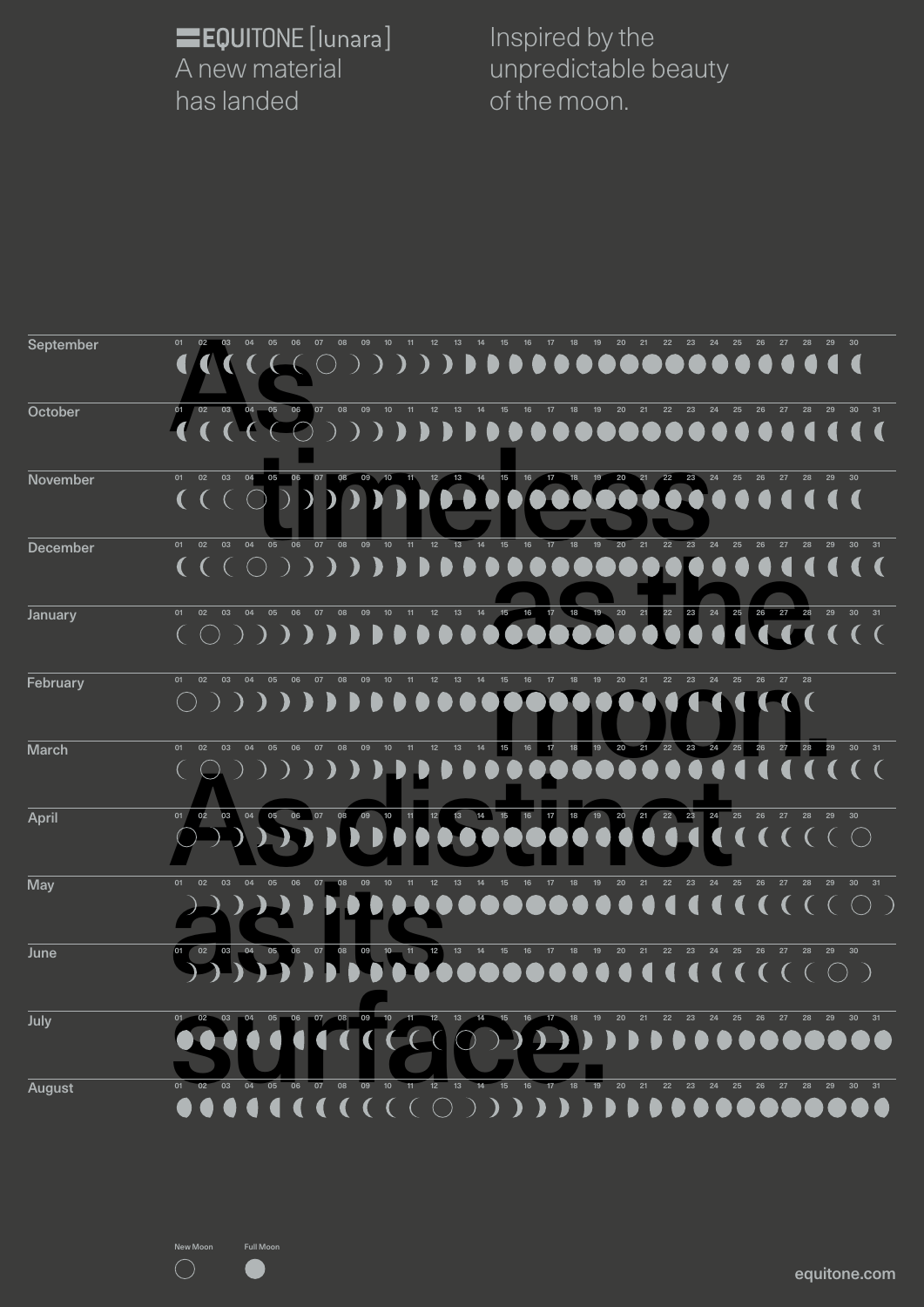EQUITONE [lunara]

A new material has landed

Inspired by the unpredictable beauty of the moon.

# As timeless as the moon. As distinct as its surface.

| Month | Days |
|---|---|
| September | 01–30 |
| October | 01–31 |
| November | 01–30 |
| December | 01–31 |
| January | 01–31 |
| February | 01–28 |
| March | 01–31 |
| April | 01–30 |
| May | 01–31 |
| June | 01–30 |
| July | 01–31 |
| August | 01–31 |

New Moon

Full Moon

equitone.com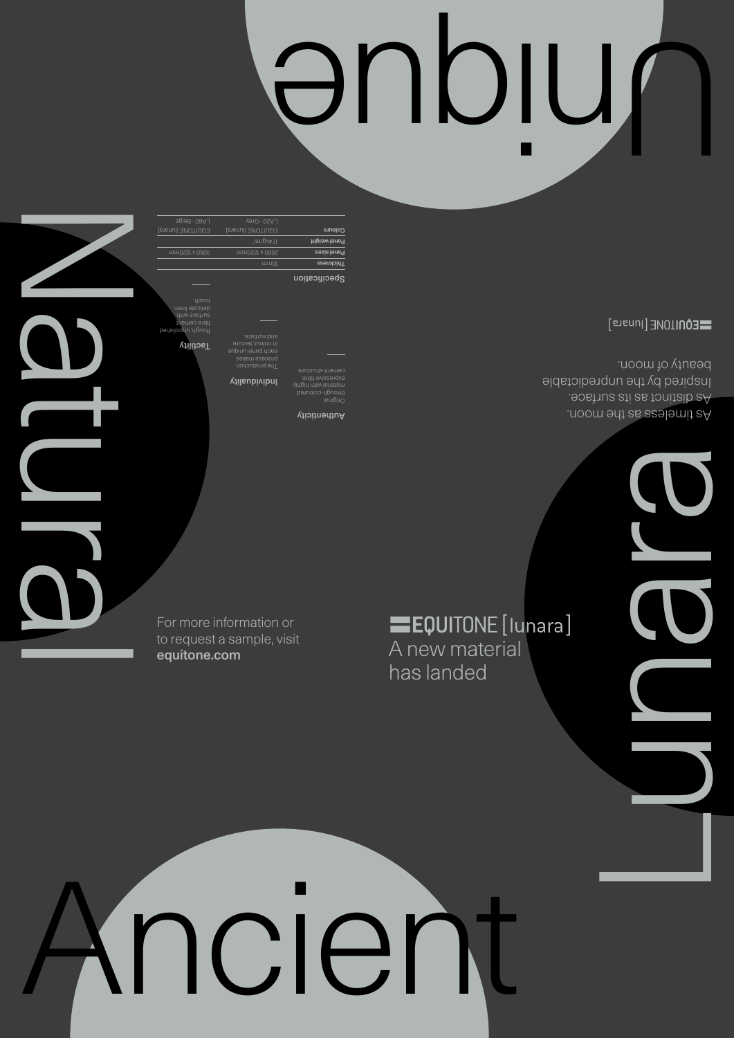# Unique

# Natural

# Lunara

# Ancient

As timeless as the moon.
As distinct as its surface.
Inspired by the unpredictable
beauty of moon.

EQUITONE [lunara]

### Specification

| | | |
|---|---|---|
| Thickness | 10mm | |
| Panel sizes | 2500 x 1220mm | 3050 x 1220mm |
| Panel weight | 17.4kg/m² | |
| Colours | EQUITONE [lunara] L.A20 - Grey | EQUITONE [lunara] L.A60 - Beige |

**Authenticity**

Original through-coloured material with highly expressive fibre cement structure.

**Individuality**

The production process makes each panel unique in colour, texture and surface.

**Tactility**

Rough, unpolished fibre cement surface with delicate linen touch.

For more information or to request a sample, visit **equitone.com**

EQUITONE [lunara]
A new material has landed